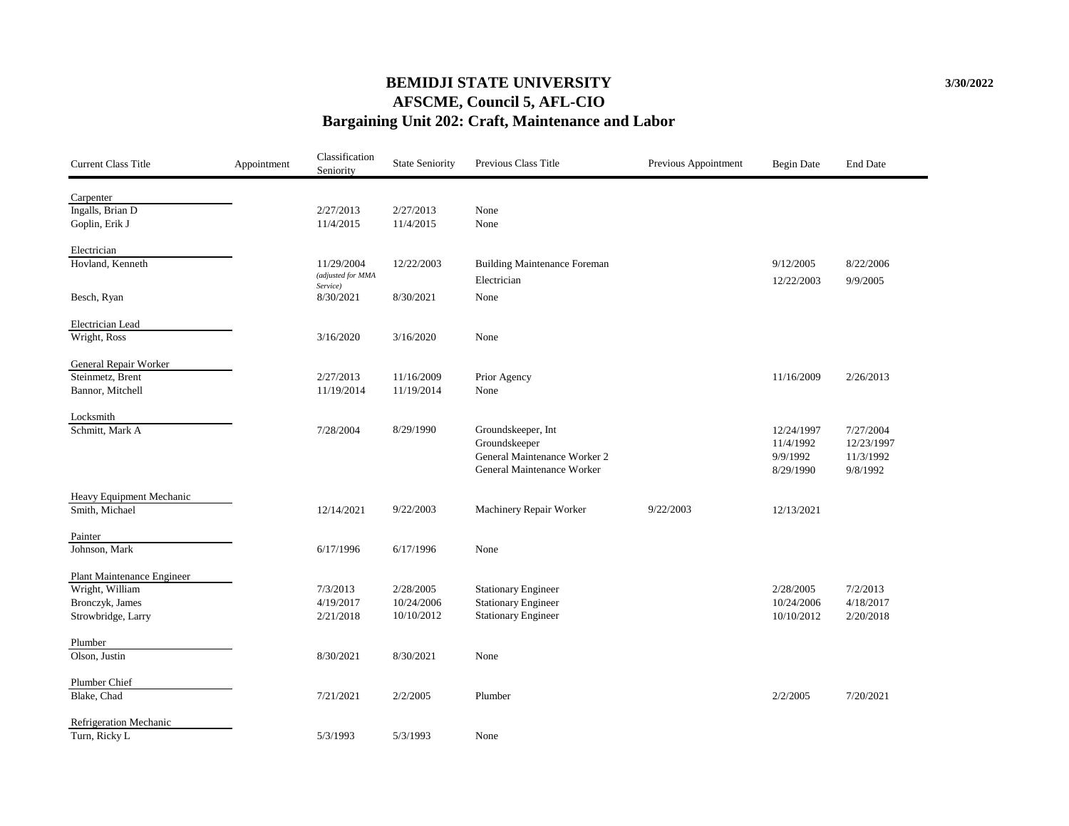# BEMIDJI STATE UNIVERSITY
## AFSCME, Council 5, AFL-CIO
## Bargaining Unit 202: Craft, Maintenance and Labor

3/30/2022

| Current Class Title | Appointment | Classification Seniority | State Seniority | Previous Class Title | Previous Appointment | Begin Date | End Date |
|---|---|---|---|---|---|---|---|
| **Carpenter** | | | | | | | |
| Ingalls, Brian D | | 2/27/2013 | 2/27/2013 | None | | | |
| Goplin, Erik J | | 11/4/2015 | 11/4/2015 | None | | | |
| **Electrician** | | | | | | | |
| Hovland, Kenneth | | 11/29/2004 *(adjusted for MMA Service)* | 12/22/2003 | Building Maintenance Foreman | | 9/12/2005 | 8/22/2006 |
| | | | | Electrician | | 12/22/2003 | 9/9/2005 |
| Besch, Ryan | | 8/30/2021 | 8/30/2021 | None | | | |
| **Electrician Lead** | | | | | | | |
| Wright, Ross | | 3/16/2020 | 3/16/2020 | None | | | |
| **General Repair Worker** | | | | | | | |
| Steinmetz, Brent | | 2/27/2013 | 11/16/2009 | Prior Agency | | 11/16/2009 | 2/26/2013 |
| Bannor, Mitchell | | 11/19/2014 | 11/19/2014 | None | | | |
| **Locksmith** | | | | | | | |
| Schmitt, Mark A | | 7/28/2004 | 8/29/1990 | Groundskeeper, Int | | 12/24/1997 | 7/27/2004 |
| | | | | Groundskeeper | | 11/4/1992 | 12/23/1997 |
| | | | | General Maintenance Worker 2 | | 9/9/1992 | 11/3/1992 |
| | | | | General Maintenance Worker | | 8/29/1990 | 9/8/1992 |
| **Heavy Equipment Mechanic** | | | | | | | |
| Smith, Michael | | 12/14/2021 | 9/22/2003 | Machinery Repair Worker | 9/22/2003 | 12/13/2021 | |
| **Painter** | | | | | | | |
| Johnson, Mark | | 6/17/1996 | 6/17/1996 | None | | | |
| **Plant Maintenance Engineer** | | | | | | | |
| Wright, William | | 7/3/2013 | 2/28/2005 | Stationary Engineer | | 2/28/2005 | 7/2/2013 |
| Bronczyk, James | | 4/19/2017 | 10/24/2006 | Stationary Engineer | | 10/24/2006 | 4/18/2017 |
| Strowbridge, Larry | | 2/21/2018 | 10/10/2012 | Stationary Engineer | | 10/10/2012 | 2/20/2018 |
| **Plumber** | | | | | | | |
| Olson, Justin | | 8/30/2021 | 8/30/2021 | None | | | |
| **Plumber Chief** | | | | | | | |
| Blake, Chad | | 7/21/2021 | 2/2/2005 | Plumber | | 2/2/2005 | 7/20/2021 |
| **Refrigeration Mechanic** | | | | | | | |
| Turn, Ricky L | | 5/3/1993 | 5/3/1993 | None | | | |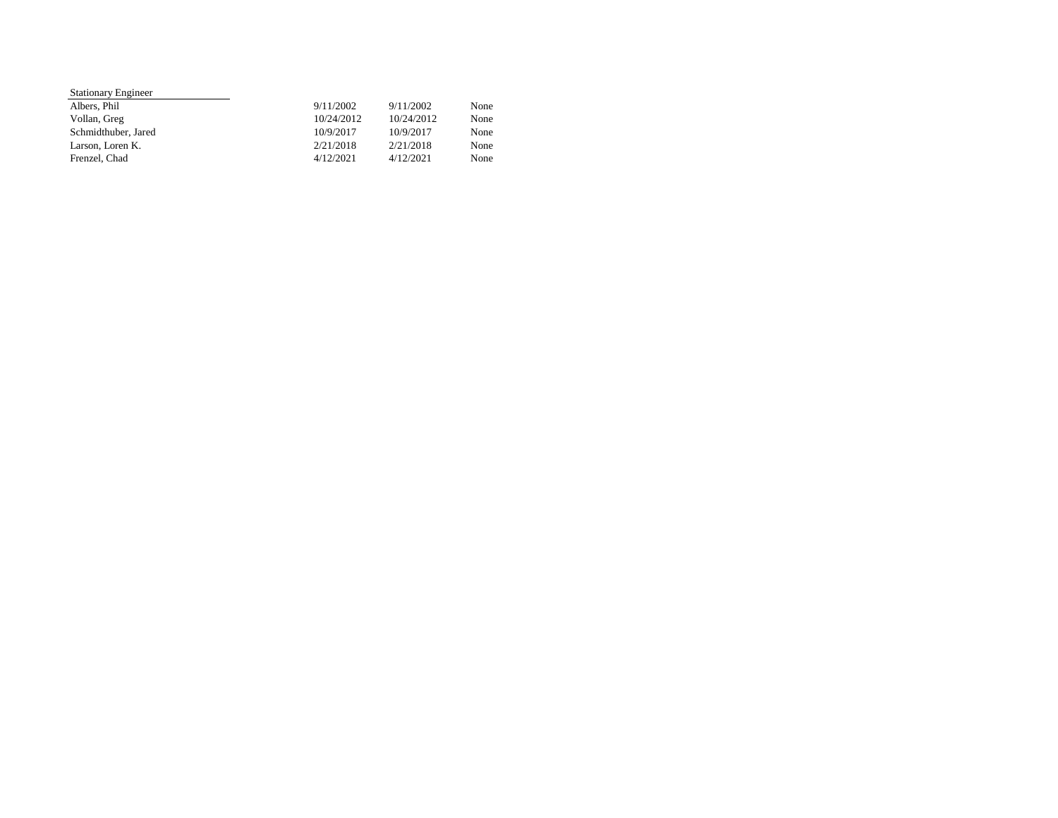| Stationary Engineer | | | |
| --- | --- | --- | --- |
| Albers, Phil | 9/11/2002 | 9/11/2002 | None |
| Vollan, Greg | 10/24/2012 | 10/24/2012 | None |
| Schmidthuber, Jared | 10/9/2017 | 10/9/2017 | None |
| Larson, Loren K. | 2/21/2018 | 2/21/2018 | None |
| Frenzel, Chad | 4/12/2021 | 4/12/2021 | None |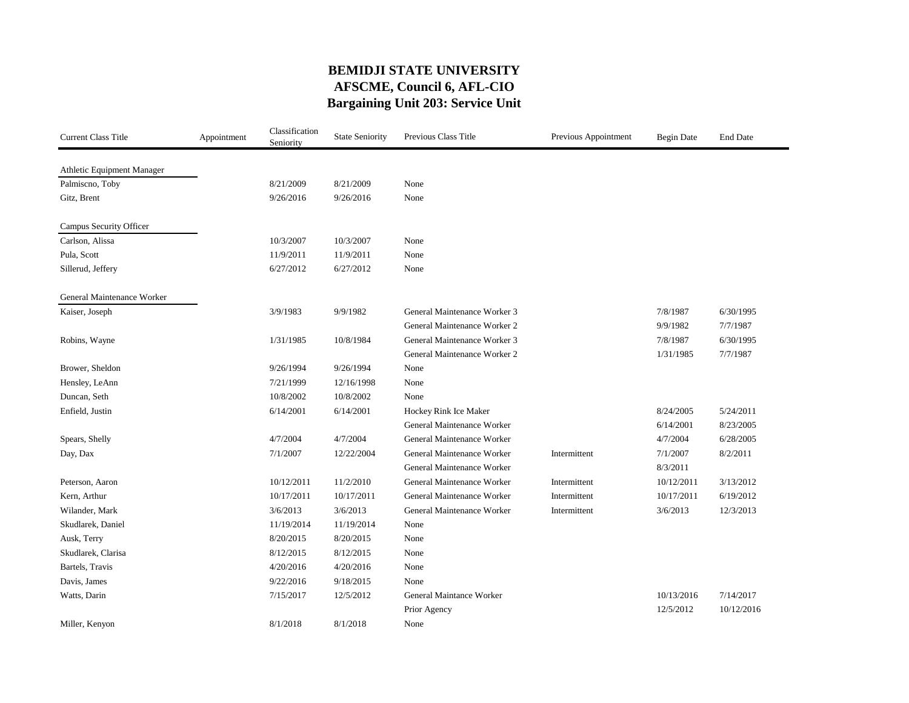**BEMIDJI STATE UNIVERSITY**
**AFSCME, Council 6, AFL-CIO**
**Bargaining Unit 203: Service Unit**

| Current Class Title | Appointment | Classification Seniority | State Seniority | Previous Class Title | Previous Appointment | Begin Date | End Date |
|---|---|---|---|---|---|---|---|
| Athletic Equipment Manager | | | | | | | |
| Palmiscno, Toby | | 8/21/2009 | 8/21/2009 | None | | | |
| Gitz, Brent | | 9/26/2016 | 9/26/2016 | None | | | |
| Campus Security Officer | | | | | | | |
| Carlson, Alissa | | 10/3/2007 | 10/3/2007 | None | | | |
| Pula, Scott | | 11/9/2011 | 11/9/2011 | None | | | |
| Sillerud, Jeffery | | 6/27/2012 | 6/27/2012 | None | | | |
| General Maintenance Worker | | | | | | | |
| Kaiser, Joseph | | 3/9/1983 | 9/9/1982 | General Maintenance Worker 3 | | 7/8/1987 | 6/30/1995 |
| | | | | General Maintenance Worker 2 | | 9/9/1982 | 7/7/1987 |
| Robins, Wayne | | 1/31/1985 | 10/8/1984 | General Maintenance Worker 3 | | 7/8/1987 | 6/30/1995 |
| | | | | General Maintenance Worker 2 | | 1/31/1985 | 7/7/1987 |
| Brower, Sheldon | | 9/26/1994 | 9/26/1994 | None | | | |
| Hensley, LeAnn | | 7/21/1999 | 12/16/1998 | None | | | |
| Duncan, Seth | | 10/8/2002 | 10/8/2002 | None | | | |
| Enfield, Justin | | 6/14/2001 | 6/14/2001 | Hockey Rink Ice Maker | | 8/24/2005 | 5/24/2011 |
| | | | | General Maintenance Worker | | 6/14/2001 | 8/23/2005 |
| Spears, Shelly | | 4/7/2004 | 4/7/2004 | General Maintenance Worker | | 4/7/2004 | 6/28/2005 |
| Day, Dax | | 7/1/2007 | 12/22/2004 | General Maintenance Worker | Intermittent | 7/1/2007 | 8/2/2011 |
| | | | | General Maintenance Worker | | 8/3/2011 | |
| Peterson, Aaron | | 10/12/2011 | 11/2/2010 | General Maintenance Worker | Intermittent | 10/12/2011 | 3/13/2012 |
| Kern, Arthur | | 10/17/2011 | 10/17/2011 | General Maintenance Worker | Intermittent | 10/17/2011 | 6/19/2012 |
| Wilander, Mark | | 3/6/2013 | 3/6/2013 | General Maintenance Worker | Intermittent | 3/6/2013 | 12/3/2013 |
| Skudlarek, Daniel | | 11/19/2014 | 11/19/2014 | None | | | |
| Ausk, Terry | | 8/20/2015 | 8/20/2015 | None | | | |
| Skudlarek, Clarisa | | 8/12/2015 | 8/12/2015 | None | | | |
| Bartels, Travis | | 4/20/2016 | 4/20/2016 | None | | | |
| Davis, James | | 9/22/2016 | 9/18/2015 | None | | | |
| Watts, Darin | | 7/15/2017 | 12/5/2012 | General Maintance Worker | | 10/13/2016 | 7/14/2017 |
| | | | | Prior Agency | | 12/5/2012 | 10/12/2016 |
| Miller, Kenyon | | 8/1/2018 | 8/1/2018 | None | | | |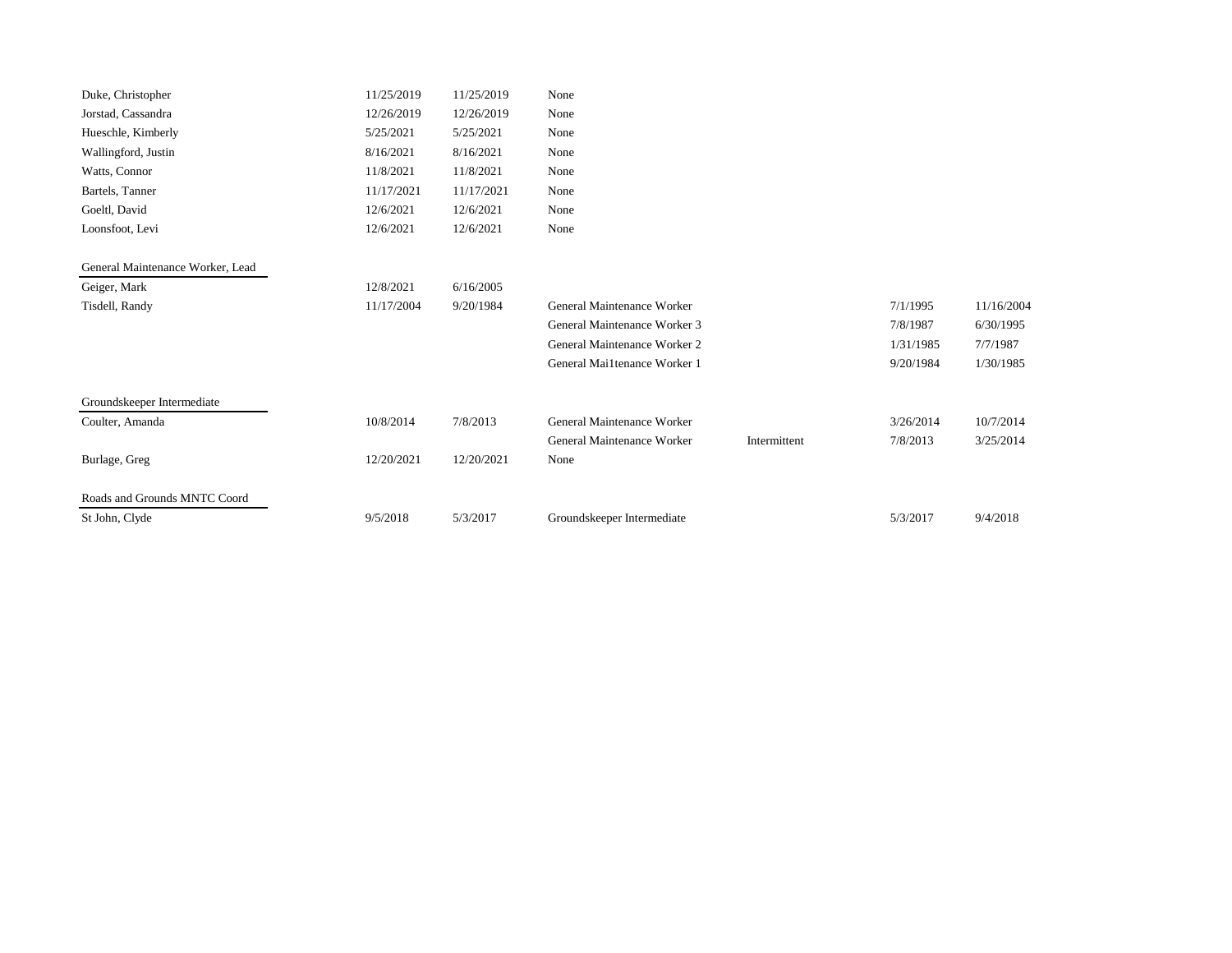| | | | | | | |
|---|---|---|---|---|---|---|
| Duke, Christopher | 11/25/2019 | 11/25/2019 | None | | | |
| Jorstad, Cassandra | 12/26/2019 | 12/26/2019 | None | | | |
| Hueschle, Kimberly | 5/25/2021 | 5/25/2021 | None | | | |
| Wallingford, Justin | 8/16/2021 | 8/16/2021 | None | | | |
| Watts, Connor | 11/8/2021 | 11/8/2021 | None | | | |
| Bartels, Tanner | 11/17/2021 | 11/17/2021 | None | | | |
| Goeltl, David | 12/6/2021 | 12/6/2021 | None | | | |
| Loonsfoot, Levi | 12/6/2021 | 12/6/2021 | None | | | |
| | | | | | | |
| **General Maintenance Worker, Lead** | | | | | | |
| Geiger, Mark | 12/8/2021 | 6/16/2005 | | | | |
| Tisdell, Randy | 11/17/2004 | 9/20/1984 | General Maintenance Worker | | 7/1/1995 | 11/16/2004 |
| | | | General Maintenance Worker 3 | | 7/8/1987 | 6/30/1995 |
| | | | General Maintenance Worker 2 | | 1/31/1985 | 7/7/1987 |
| | | | General Mai1tenance Worker 1 | | 9/20/1984 | 1/30/1985 |
| | | | | | | |
| **Groundskeeper Intermediate** | | | | | | |
| Coulter, Amanda | 10/8/2014 | 7/8/2013 | General Maintenance Worker | | 3/26/2014 | 10/7/2014 |
| | | | General Maintenance Worker | Intermittent | 7/8/2013 | 3/25/2014 |
| Burlage, Greg | 12/20/2021 | 12/20/2021 | None | | | |
| | | | | | | |
| **Roads and Grounds MNTC Coord** | | | | | | |
| St John, Clyde | 9/5/2018 | 5/3/2017 | Groundskeeper Intermediate | | 5/3/2017 | 9/4/2018 |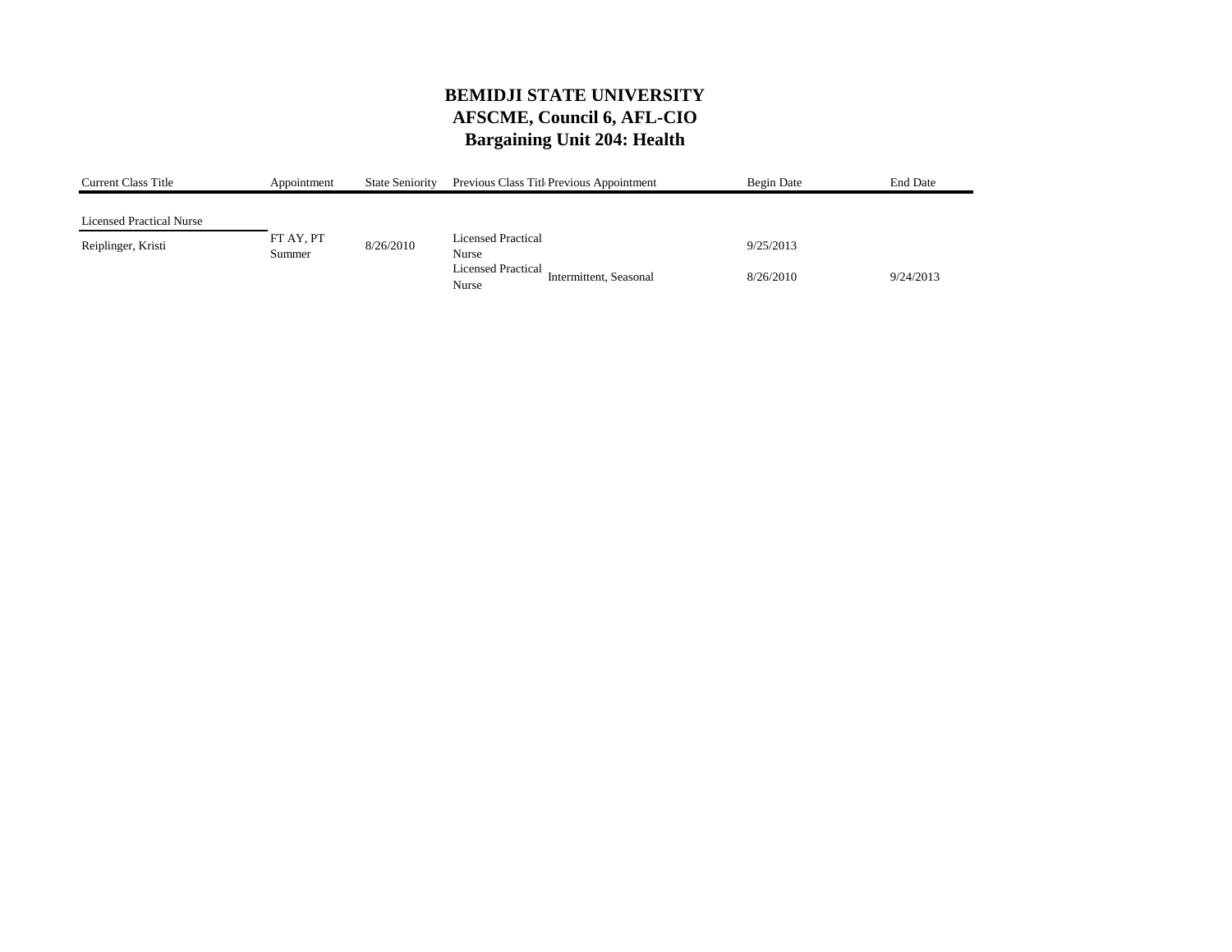# BEMIDJI STATE UNIVERSITY
## AFSCME, Council 6, AFL-CIO
## Bargaining Unit 204: Health

| Current Class Title | Appointment | State Seniority | Previous Class Title | Previous Appointment | Begin Date | End Date |
|---|---|---|---|---|---|---|
| Licensed Practical Nurse | | | | | | |
| Reiplinger, Kristi | FT AY, PT Summer | 8/26/2010 | Licensed Practical Nurse | | 9/25/2013 | |
| | | | Licensed Practical Nurse | Intermittent, Seasonal | 8/26/2010 | 9/24/2013 |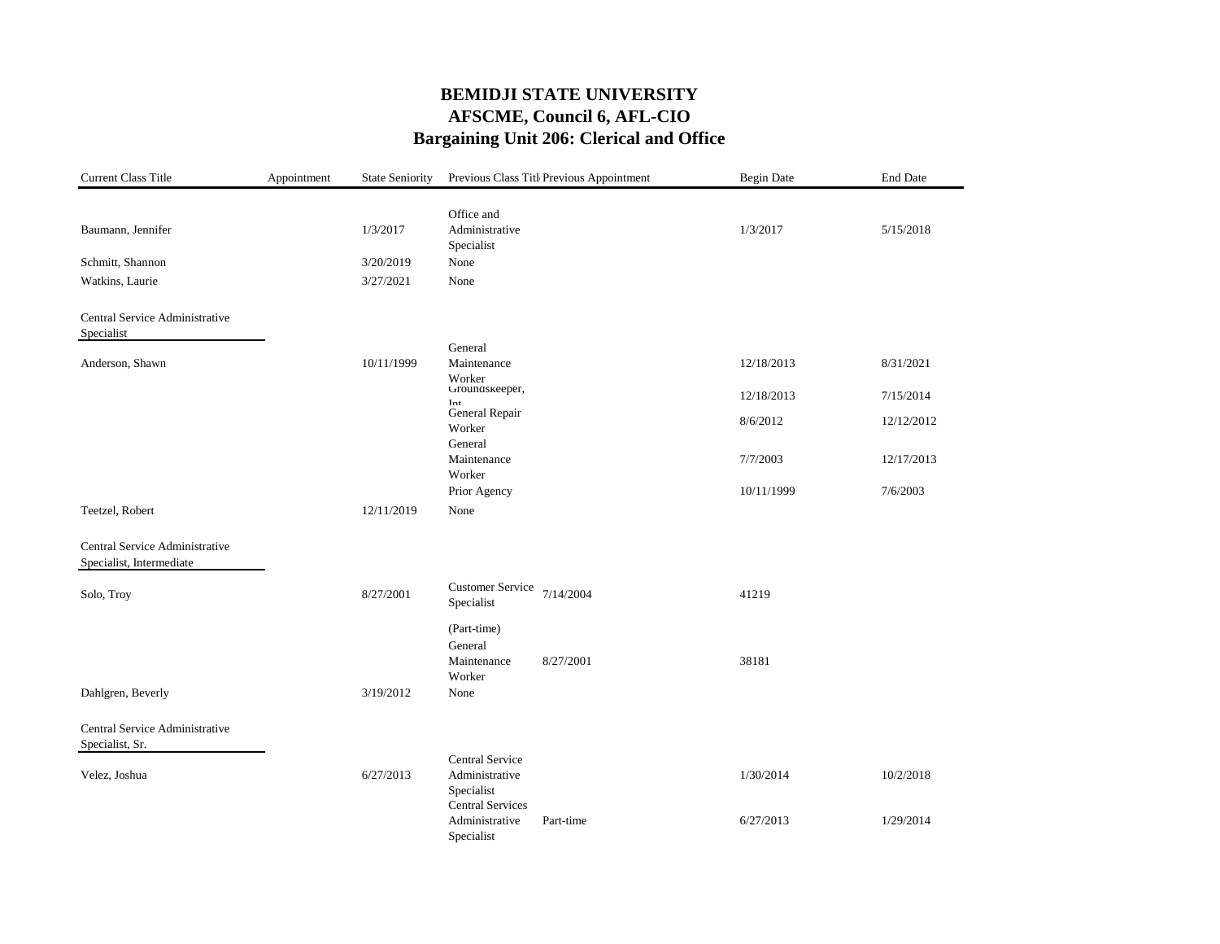# BEMIDJI STATE UNIVERSITY
## AFSCME, Council 6, AFL-CIO
## Bargaining Unit 206: Clerical and Office

| Current Class Title | Appointment | State Seniority | Previous Class Title | Previous Appointment | Begin Date | End Date |
|---|---|---|---|---|---|---|
| Baumann, Jennifer | | 1/3/2017 | Office and Administrative Specialist | | 1/3/2017 | 5/15/2018 |
| Schmitt, Shannon | | 3/20/2019 | None | | | |
| Watkins, Laurie | | 3/27/2021 | None | | | |
| **Central Service Administrative Specialist** | | | | | | |
| Anderson, Shawn | | 10/11/1999 | General Maintenance Worker | | 12/18/2013 | 8/31/2021 |
| | | | Groundskeeper, Int | | 12/18/2013 | 7/15/2014 |
| | | | General Repair Worker | | 8/6/2012 | 12/12/2012 |
| | | | General Maintenance Worker | | 7/7/2003 | 12/17/2013 |
| | | | Prior Agency | | 10/11/1999 | 7/6/2003 |
| Teetzel, Robert | | 12/11/2019 | None | | | |
| **Central Service Administrative Specialist, Intermediate** | | | | | | |
| Solo, Troy | | 8/27/2001 | Customer Service Specialist | 7/14/2004 | 41219 | |
| | | | (Part-time) General Maintenance Worker | 8/27/2001 | 38181 | |
| Dahlgren, Beverly | | 3/19/2012 | None | | | |
| **Central Service Administrative Specialist, Sr.** | | | | | | |
| Velez, Joshua | | 6/27/2013 | Central Service Administrative Specialist | | 1/30/2014 | 10/2/2018 |
| | | | Central Services Administrative Specialist | Part-time | 6/27/2013 | 1/29/2014 |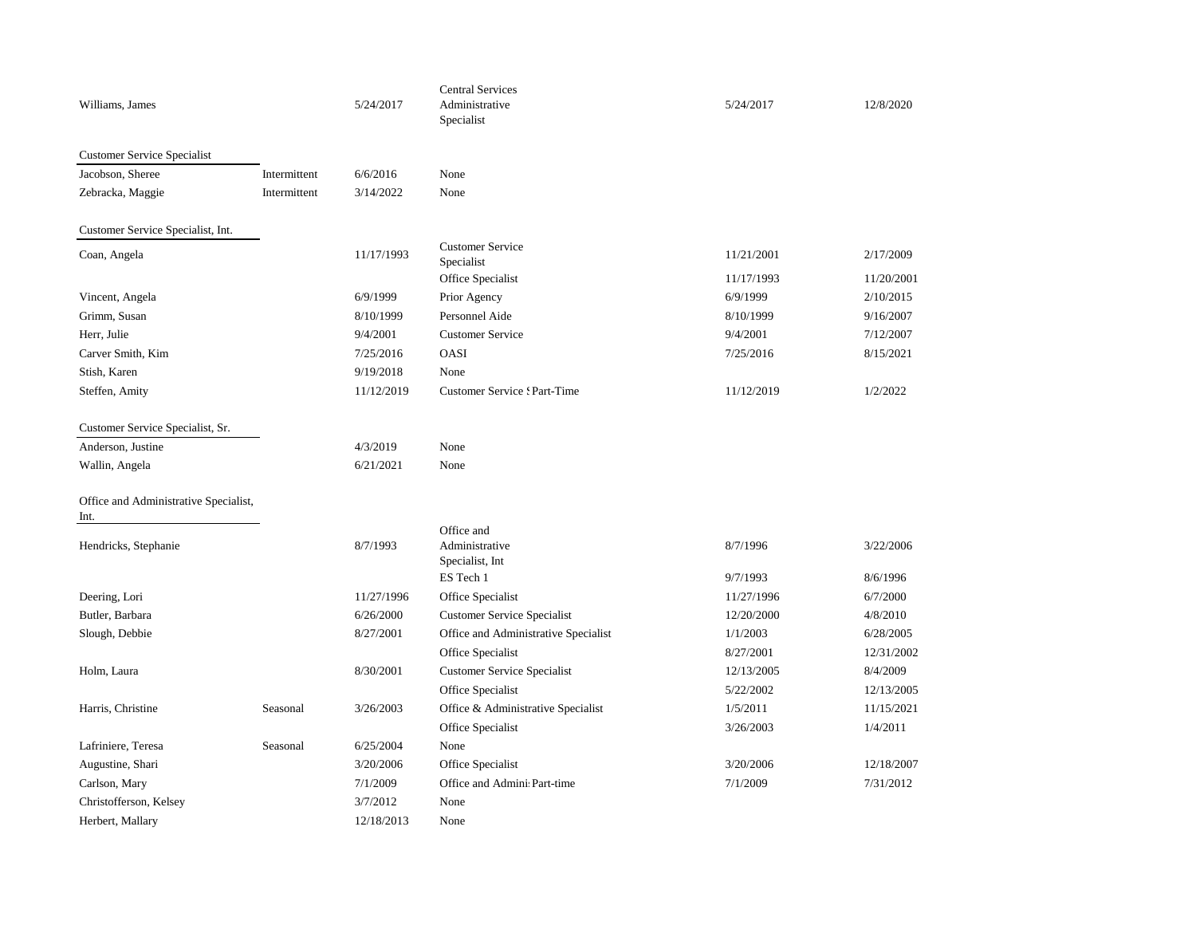| | | | | | |
|---|---|---|---|---|---|
| Williams, James | | 5/24/2017 | Central Services Administrative Specialist | 5/24/2017 | 12/8/2020 |
| | | | | | |
| **Customer Service Specialist** | | | | | |
| Jacobson, Sheree | Intermittent | 6/6/2016 | None | | |
| Zebracka, Maggie | Intermittent | 3/14/2022 | None | | |
| | | | | | |
| **Customer Service Specialist, Int.** | | | | | |
| Coan, Angela | | 11/17/1993 | Customer Service Specialist | 11/21/2001 | 2/17/2009 |
| | | | Office Specialist | 11/17/1993 | 11/20/2001 |
| Vincent, Angela | | 6/9/1999 | Prior Agency | 6/9/1999 | 2/10/2015 |
| Grimm, Susan | | 8/10/1999 | Personnel Aide | 8/10/1999 | 9/16/2007 |
| Herr, Julie | | 9/4/2001 | Customer Service | 9/4/2001 | 7/12/2007 |
| Carver Smith, Kim | | 7/25/2016 | OASI | 7/25/2016 | 8/15/2021 |
| Stish, Karen | | 9/19/2018 | None | | |
| Steffen, Amity | | 11/12/2019 | Customer Service S Part-Time | 11/12/2019 | 1/2/2022 |
| | | | | | |
| **Customer Service Specialist, Sr.** | | | | | |
| Anderson, Justine | | 4/3/2019 | None | | |
| Wallin, Angela | | 6/21/2021 | None | | |
| | | | | | |
| **Office and Administrative Specialist, Int.** | | | | | |
| Hendricks, Stephanie | | 8/7/1993 | Office and Administrative Specialist, Int | 8/7/1996 | 3/22/2006 |
| | | | ES Tech 1 | 9/7/1993 | 8/6/1996 |
| Deering, Lori | | 11/27/1996 | Office Specialist | 11/27/1996 | 6/7/2000 |
| Butler, Barbara | | 6/26/2000 | Customer Service Specialist | 12/20/2000 | 4/8/2010 |
| Slough, Debbie | | 8/27/2001 | Office and Administrative Specialist | 1/1/2003 | 6/28/2005 |
| | | | Office Specialist | 8/27/2001 | 12/31/2002 |
| Holm, Laura | | 8/30/2001 | Customer Service Specialist | 12/13/2005 | 8/4/2009 |
| | | | Office Specialist | 5/22/2002 | 12/13/2005 |
| Harris, Christine | Seasonal | 3/26/2003 | Office & Administrative Specialist | 1/5/2011 | 11/15/2021 |
| | | | Office Specialist | 3/26/2003 | 1/4/2011 |
| Lafriniere, Teresa | Seasonal | 6/25/2004 | None | | |
| Augustine, Shari | | 3/20/2006 | Office Specialist | 3/20/2006 | 12/18/2007 |
| Carlson, Mary | | 7/1/2009 | Office and Admini Part-time | 7/1/2009 | 7/31/2012 |
| Christofferson, Kelsey | | 3/7/2012 | None | | |
| Herbert, Mallary | | 12/18/2013 | None | | |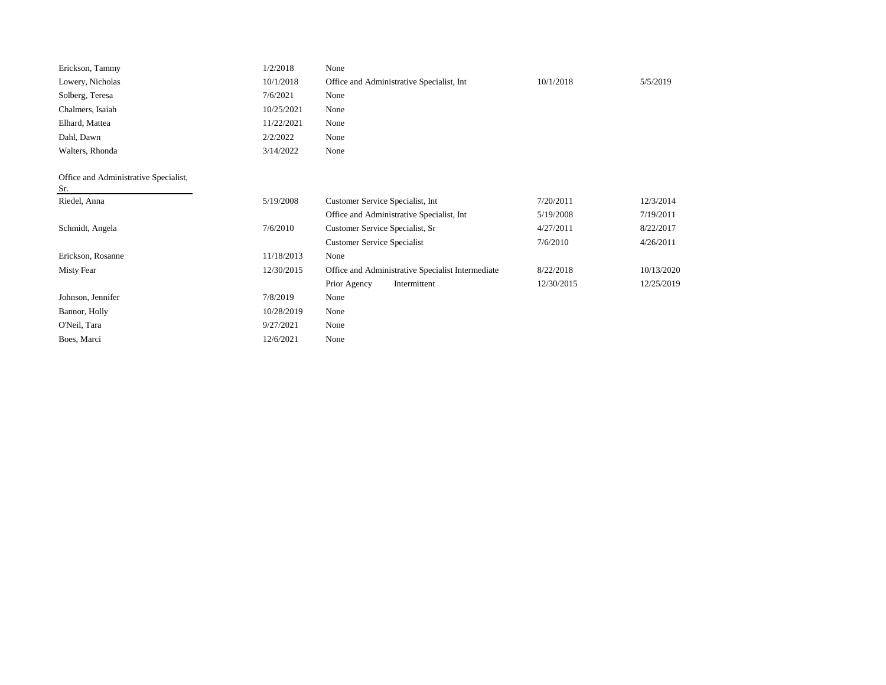| | | | | |
|---|---|---|---|---|
| Erickson, Tammy | 1/2/2018 | None | | |
| Lowery, Nicholas | 10/1/2018 | Office and Administrative Specialist, Int | 10/1/2018 | 5/5/2019 |
| Solberg, Teresa | 7/6/2021 | None | | |
| Chalmers, Isaiah | 10/25/2021 | None | | |
| Elhard, Mattea | 11/22/2021 | None | | |
| Dahl, Dawn | 2/2/2022 | None | | |
| Walters, Rhonda | 3/14/2022 | None | | |
| **Office and Administrative Specialist, Sr.** | | | | |
| Riedel, Anna | 5/19/2008 | Customer Service Specialist, Int | 7/20/2011 | 12/3/2014 |
| | | Office and Administrative Specialist, Int | 5/19/2008 | 7/19/2011 |
| Schmidt, Angela | 7/6/2010 | Customer Service Specialist, Sr | 4/27/2011 | 8/22/2017 |
| | | Customer Service Specialist | 7/6/2010 | 4/26/2011 |
| Erickson, Rosanne | 11/18/2013 | None | | |
| Misty Fear | 12/30/2015 | Office and Administrative Specialist Intermediate | 8/22/2018 | 10/13/2020 |
| | | Prior Agency Intermittent | 12/30/2015 | 12/25/2019 |
| Johnson, Jennifer | 7/8/2019 | None | | |
| Bannor, Holly | 10/28/2019 | None | | |
| O'Neil, Tara | 9/27/2021 | None | | |
| Boes, Marci | 12/6/2021 | None | | |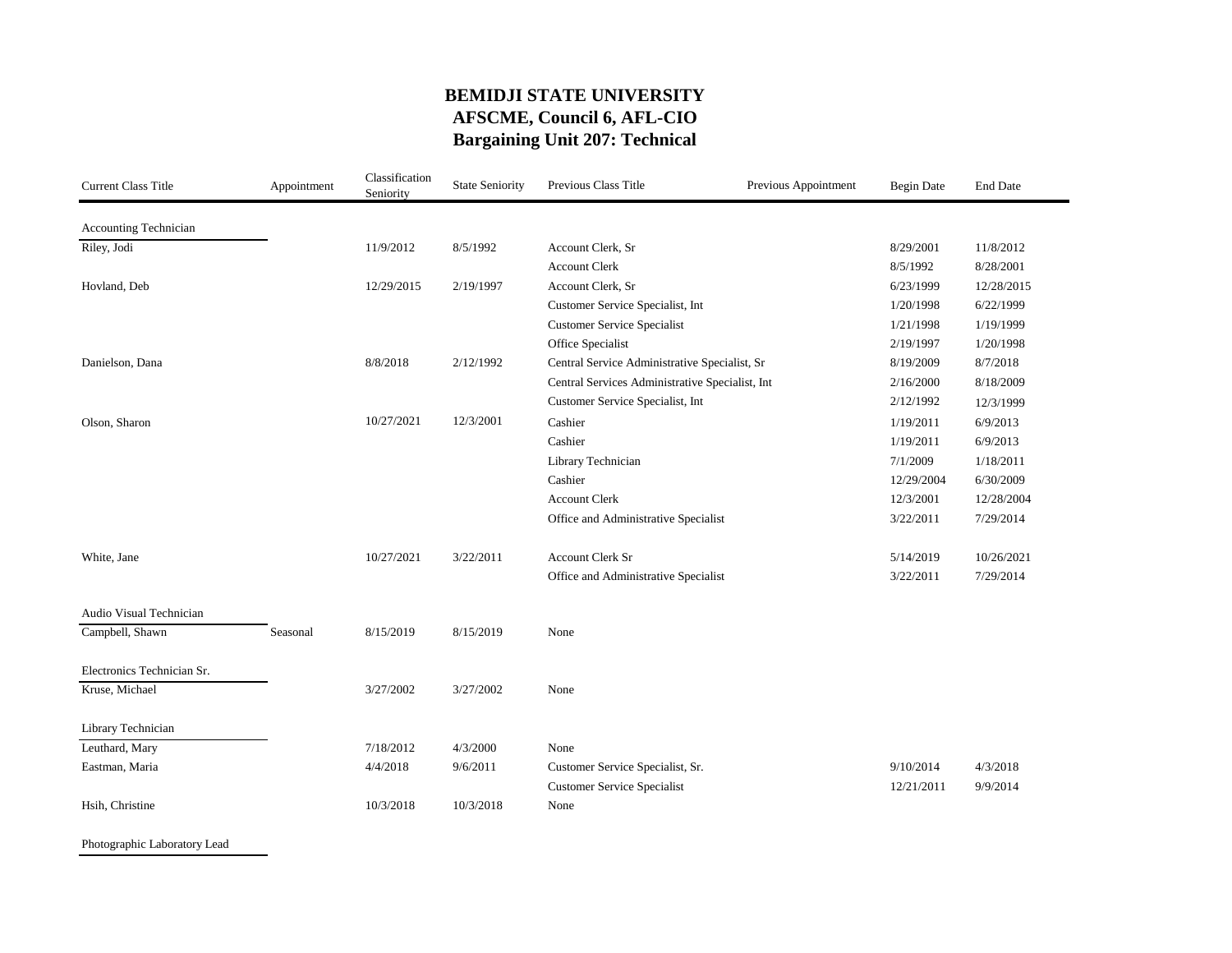# BEMIDJI STATE UNIVERSITY
## AFSCME, Council 6, AFL-CIO
## Bargaining Unit 207: Technical

| Current Class Title | Appointment | Classification Seniority | State Seniority | Previous Class Title | Previous Appointment | Begin Date | End Date |
|---|---|---|---|---|---|---|---|
| Accounting Technician | | | | | | | |
| Riley, Jodi | | 11/9/2012 | 8/5/1992 | Account Clerk, Sr | | 8/29/2001 | 11/8/2012 |
| | | | | Account Clerk | | 8/5/1992 | 8/28/2001 |
| Hovland, Deb | | 12/29/2015 | 2/19/1997 | Account Clerk, Sr | | 6/23/1999 | 12/28/2015 |
| | | | | Customer Service Specialist, Int | | 1/20/1998 | 6/22/1999 |
| | | | | Customer Service Specialist | | 1/21/1998 | 1/19/1999 |
| | | | | Office Specialist | | 2/19/1997 | 1/20/1998 |
| Danielson, Dana | | 8/8/2018 | 2/12/1992 | Central Service Administrative Specialist, Sr | | 8/19/2009 | 8/7/2018 |
| | | | | Central Services Administrative Specialist, Int | | 2/16/2000 | 8/18/2009 |
| | | | | Customer Service Specialist, Int | | 2/12/1992 | 12/3/1999 |
| Olson, Sharon | | 10/27/2021 | 12/3/2001 | Cashier | | 1/19/2011 | 6/9/2013 |
| | | | | Cashier | | 1/19/2011 | 6/9/2013 |
| | | | | Library Technician | | 7/1/2009 | 1/18/2011 |
| | | | | Cashier | | 12/29/2004 | 6/30/2009 |
| | | | | Account Clerk | | 12/3/2001 | 12/28/2004 |
| | | | | Office and Administrative Specialist | | 3/22/2011 | 7/29/2014 |
| White, Jane | | 10/27/2021 | 3/22/2011 | Account Clerk Sr | | 5/14/2019 | 10/26/2021 |
| | | | | Office and Administrative Specialist | | 3/22/2011 | 7/29/2014 |
| Audio Visual Technician | | | | | | | |
| Campbell, Shawn | Seasonal | 8/15/2019 | 8/15/2019 | None | | | |
| Electronics Technician Sr. | | | | | | | |
| Kruse, Michael | | 3/27/2002 | 3/27/2002 | None | | | |
| Library Technician | | | | | | | |
| Leuthard, Mary | | 7/18/2012 | 4/3/2000 | None | | | |
| Eastman, Maria | | 4/4/2018 | 9/6/2011 | Customer Service Specialist, Sr. | | 9/10/2014 | 4/3/2018 |
| | | | | Customer Service Specialist | | 12/21/2011 | 9/9/2014 |
| Hsih, Christine | | 10/3/2018 | 10/3/2018 | None | | | |
| Photographic Laboratory Lead | | | | | | | |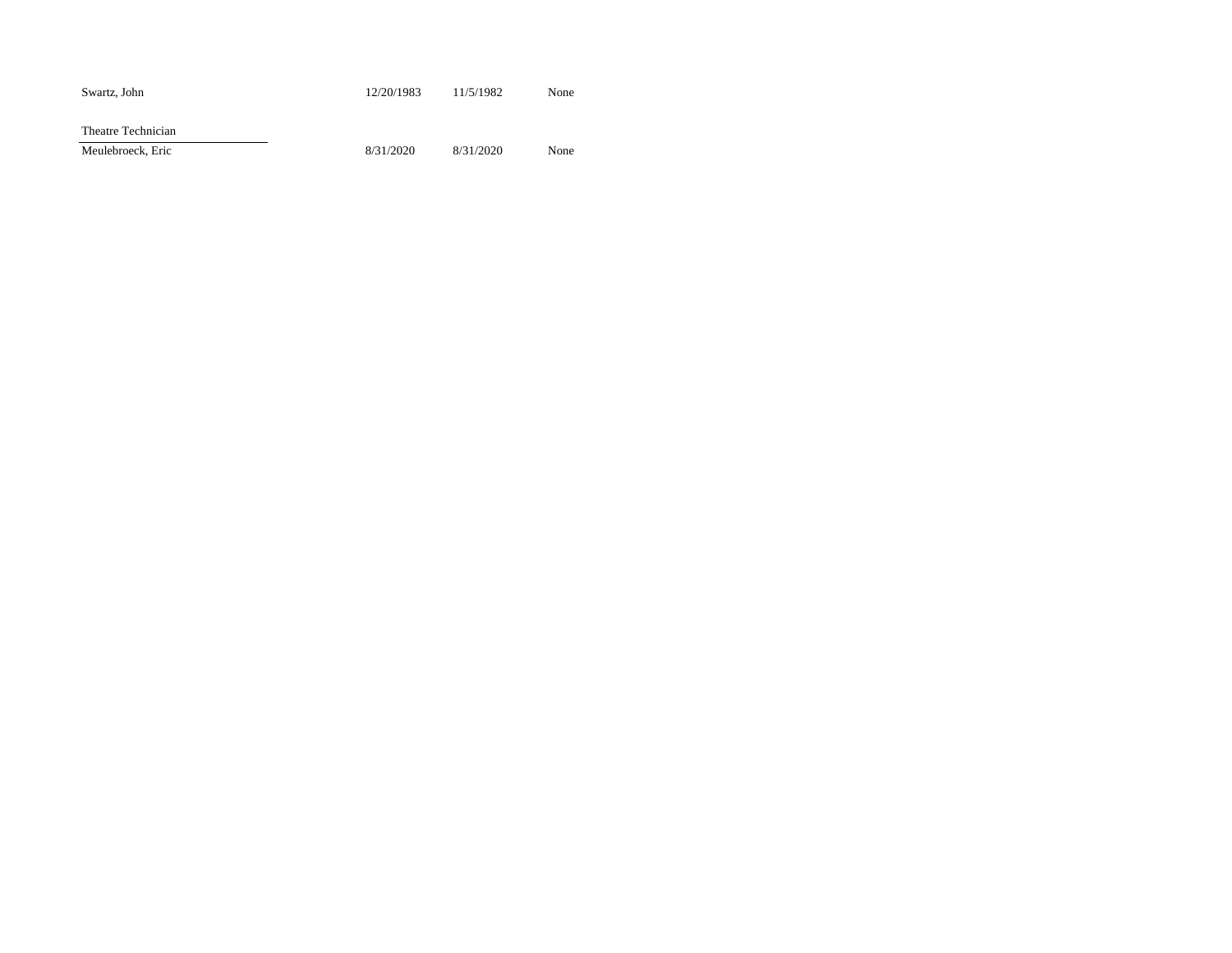| | | | |
|---|---|---|---|
| Swartz, John | 12/20/1983 | 11/5/1982 | None |
| **Theatre Technician** | | | |
| Meulebroeck, Eric | 8/31/2020 | 8/31/2020 | None |